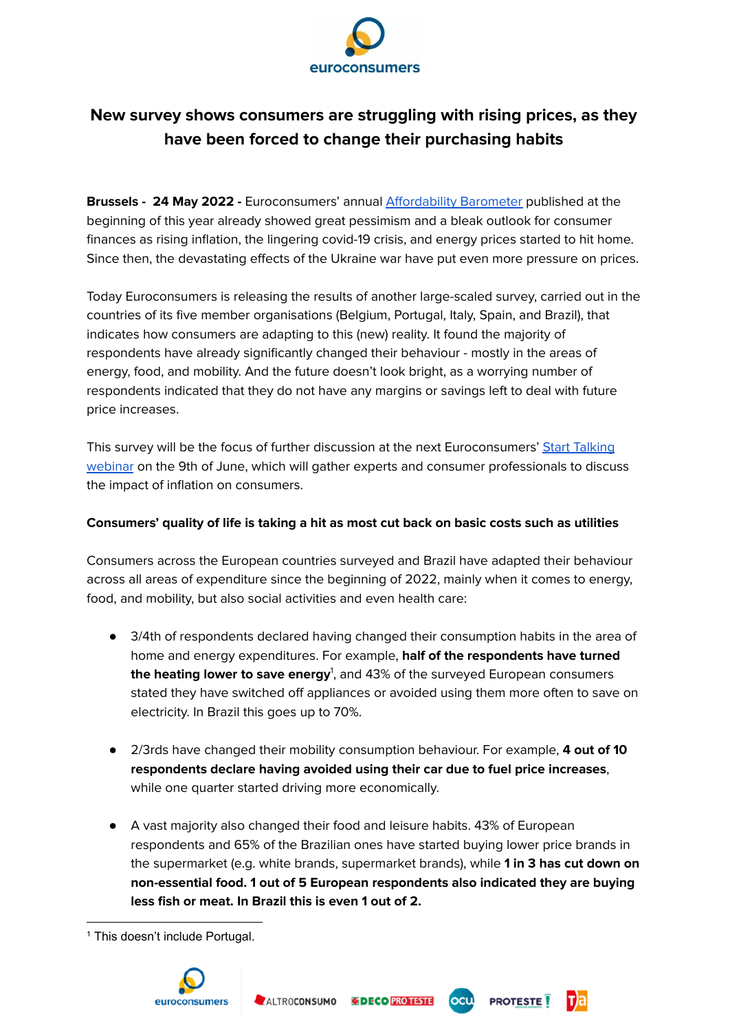# New survey shows consumers are struggling with rising prices, as they have been forced to change their purchasing habits

**Brussels - 24 May 2022 -** Euroconsumers' annual Affordability Barometer published at the beginning of this year already showed great pessimism and a bleak outlook for consumer finances as rising inflation, the lingering covid-19 crisis, and energy prices started to hit home. Since then, the devastating effects of the Ukraine war have put even more pressure on prices.

Today Euroconsumers is releasing the results of another large-scaled survey, carried out in the countries of its five member organisations (Belgium, Portugal, Italy, Spain, and Brazil), that indicates how consumers are adapting to this (new) reality. It found the majority of respondents have already significantly changed their behaviour - mostly in the areas of energy, food, and mobility. And the future doesn't look bright, as a worrying number of respondents indicated that they do not have any margins or savings left to deal with future price increases.

This survey will be the focus of further discussion at the next Euroconsumers' Start Talking webinar on the 9th of June, which will gather experts and consumer professionals to discuss the impact of inflation on consumers.

**Consumers' quality of life is taking a hit as most cut back on basic costs such as utilities**

Consumers across the European countries surveyed and Brazil have adapted their behaviour across all areas of expenditure since the beginning of 2022, mainly when it comes to energy, food, and mobility, but also social activities and even health care:

- 3/4th of respondents declared having changed their consumption habits in the area of home and energy expenditures. For example, **half of the respondents have turned the heating lower to save energy**[1], and 43% of the surveyed European consumers stated they have switched off appliances or avoided using them more often to save on electricity. In Brazil this goes up to 70%.

- 2/3rds have changed their mobility consumption behaviour. For example, **4 out of 10 respondents declare having avoided using their car due to fuel price increases**, while one quarter started driving more economically.

- A vast majority also changed their food and leisure habits. 43% of European respondents and 65% of the Brazilian ones have started buying lower price brands in the supermarket (e.g. white brands, supermarket brands), while **1 in 3 has cut down on non-essential food. 1 out of 5 European respondents also indicated they are buying less fish or meat. In Brazil this is even 1 out of 2.**

[1] This doesn't include Portugal.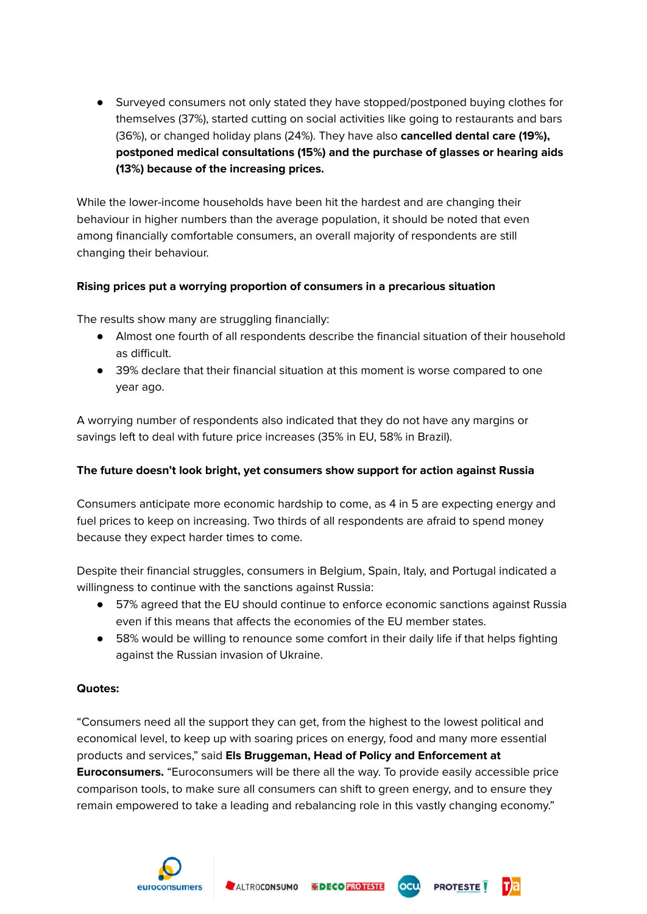- Surveyed consumers not only stated they have stopped/postponed buying clothes for themselves (37%), started cutting on social activities like going to restaurants and bars (36%), or changed holiday plans (24%). They have also **cancelled dental care (19%), postponed medical consultations (15%) and the purchase of glasses or hearing aids (13%) because of the increasing prices.**

While the lower-income households have been hit the hardest and are changing their behaviour in higher numbers than the average population, it should be noted that even among financially comfortable consumers, an overall majority of respondents are still changing their behaviour.

**Rising prices put a worrying proportion of consumers in a precarious situation**

The results show many are struggling financially:

- Almost one fourth of all respondents describe the financial situation of their household as difficult.
- 39% declare that their financial situation at this moment is worse compared to one year ago.

A worrying number of respondents also indicated that they do not have any margins or savings left to deal with future price increases (35% in EU, 58% in Brazil).

**The future doesn't look bright, yet consumers show support for action against Russia**

Consumers anticipate more economic hardship to come, as 4 in 5 are expecting energy and fuel prices to keep on increasing. Two thirds of all respondents are afraid to spend money because they expect harder times to come.

Despite their financial struggles, consumers in Belgium, Spain, Italy, and Portugal indicated a willingness to continue with the sanctions against Russia:

- 57% agreed that the EU should continue to enforce economic sanctions against Russia even if this means that affects the economies of the EU member states.
- 58% would be willing to renounce some comfort in their daily life if that helps fighting against the Russian invasion of Ukraine.

**Quotes:**

"Consumers need all the support they can get, from the highest to the lowest political and economical level, to keep up with soaring prices on energy, food and many more essential products and services," said **Els Bruggeman, Head of Policy and Enforcement at Euroconsumers.** "Euroconsumers will be there all the way. To provide easily accessible price comparison tools, to make sure all consumers can shift to green energy, and to ensure they remain empowered to take a leading and rebalancing role in this vastly changing economy."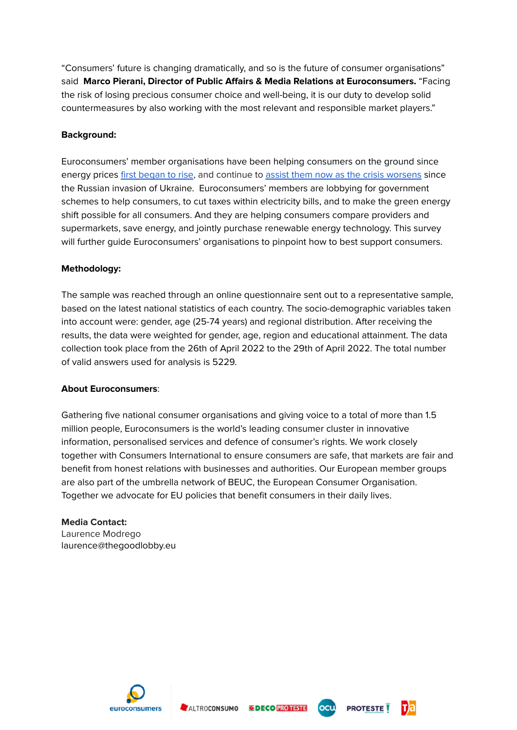"Consumers' future is changing dramatically, and so is the future of consumer organisations" said **Marco Pierani, Director of Public Affairs & Media Relations at Euroconsumers.** "Facing the risk of losing precious consumer choice and well-being, it is our duty to develop solid countermeasures by also working with the most relevant and responsible market players."

**Background:**

Euroconsumers' member organisations have been helping consumers on the ground since energy prices first began to rise, and continue to assist them now as the crisis worsens since the Russian invasion of Ukraine. Euroconsumers' members are lobbying for government schemes to help consumers, to cut taxes within electricity bills, and to make the green energy shift possible for all consumers. And they are helping consumers compare providers and supermarkets, save energy, and jointly purchase renewable energy technology. This survey will further guide Euroconsumers' organisations to pinpoint how to best support consumers.

**Methodology:**

The sample was reached through an online questionnaire sent out to a representative sample, based on the latest national statistics of each country. The socio-demographic variables taken into account were: gender, age (25-74 years) and regional distribution. After receiving the results, the data were weighted for gender, age, region and educational attainment. The data collection took place from the 26th of April 2022 to the 29th of April 2022. The total number of valid answers used for analysis is 5229.

**About Euroconsumers**:

Gathering five national consumer organisations and giving voice to a total of more than 1.5 million people, Euroconsumers is the world's leading consumer cluster in innovative information, personalised services and defence of consumer's rights. We work closely together with Consumers International to ensure consumers are safe, that markets are fair and benefit from honest relations with businesses and authorities. Our European member groups are also part of the umbrella network of BEUC, the European Consumer Organisation. Together we advocate for EU policies that benefit consumers in their daily lives.

**Media Contact:**
Laurence Modrego
laurence@thegoodlobby.eu